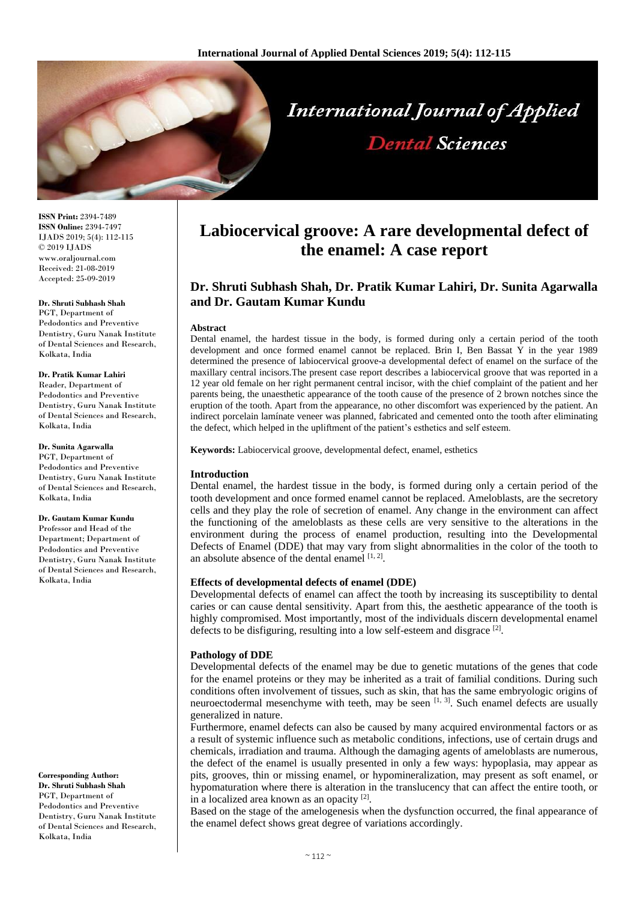# Labiocervical groove: A rare developmental defect of the enamel: A case report

## Dr. Shruti Subhash Shah, Dr. Pratik Kumar Lahiri, Dr. Sunita Agarwalla and Dr. Gautam Kumar Kundu

**ISSN Print:** 2394-7489
**ISSN Online:** 2394-7497
IJADS 2019; 5(4): 112-115
© 2019 IJADS
www.oraljournal.com
Received: 21-08-2019
Accepted: 25-09-2019

**Dr. Shruti Subhash Shah**
PGT, Department of Pedodontics and Preventive Dentistry, Guru Nanak Institute of Dental Sciences and Research, Kolkata, India

**Dr. Pratik Kumar Lahiri**
Reader, Department of Pedodontics and Preventive Dentistry, Guru Nanak Institute of Dental Sciences and Research, Kolkata, India

**Dr. Sunita Agarwalla**
PGT, Department of Pedodontics and Preventive Dentistry, Guru Nanak Institute of Dental Sciences and Research, Kolkata, India

**Dr. Gautam Kumar Kundu**
Professor and Head of the Department; Department of Pedodontics and Preventive Dentistry, Guru Nanak Institute of Dental Sciences and Research, Kolkata, India

**Corresponding Author:**
**Dr. Shruti Subhash Shah**
PGT, Department of Pedodontics and Preventive Dentistry, Guru Nanak Institute of Dental Sciences and Research, Kolkata, India

### Abstract

Dental enamel, the hardest tissue in the body, is formed during only a certain period of the tooth development and once formed enamel cannot be replaced. Brin I, Ben Bassat Y in the year 1989 determined the presence of labiocervical groove-a developmental defect of enamel on the surface of the maxillary central incisors.The present case report describes a labiocervical groove that was reported in a 12 year old female on her right permanent central incisor, with the chief complaint of the patient and her parents being, the unaesthetic appearance of the tooth cause of the presence of 2 brown notches since the eruption of the tooth. Apart from the appearance, no other discomfort was experienced by the patient. An indirect porcelain lamínate veneer was planned, fabricated and cemented onto the tooth after eliminating the defect, which helped in the upliftment of the patient's esthetics and self esteem.

**Keywords:** Labiocervical groove, developmental defect, enamel, esthetics

### Introduction

Dental enamel, the hardest tissue in the body, is formed during only a certain period of the tooth development and once formed enamel cannot be replaced. Ameloblasts, are the secretory cells and they play the role of secretion of enamel. Any change in the environment can affect the functioning of the ameloblasts as these cells are very sensitive to the alterations in the environment during the process of enamel production, resulting into the Developmental Defects of Enamel (DDE) that may vary from slight abnormalities in the color of the tooth to an absolute absence of the dental enamel [1, 2].

### Effects of developmental defects of enamel (DDE)

Developmental defects of enamel can affect the tooth by increasing its susceptibility to dental caries or can cause dental sensitivity. Apart from this, the aesthetic appearance of the tooth is highly compromised. Most importantly, most of the individuals discern developmental enamel defects to be disfiguring, resulting into a low self-esteem and disgrace [2].

### Pathology of DDE

Developmental defects of the enamel may be due to genetic mutations of the genes that code for the enamel proteins or they may be inherited as a trait of familial conditions. During such conditions often involvement of tissues, such as skin, that has the same embryologic origins of neuroectodermal mesenchyme with teeth, may be seen [1, 3]. Such enamel defects are usually generalized in nature.

Furthermore, enamel defects can also be caused by many acquired environmental factors or as a result of systemic influence such as metabolic conditions, infections, use of certain drugs and chemicals, irradiation and trauma. Although the damaging agents of ameloblasts are numerous, the defect of the enamel is usually presented in only a few ways: hypoplasia, may appear as pits, grooves, thin or missing enamel, or hypomineralization, may present as soft enamel, or hypomaturation where there is alteration in the translucency that can affect the entire tooth, or in a localized area known as an opacity [2].

Based on the stage of the amelogenesis when the dysfunction occurred, the final appearance of the enamel defect shows great degree of variations accordingly.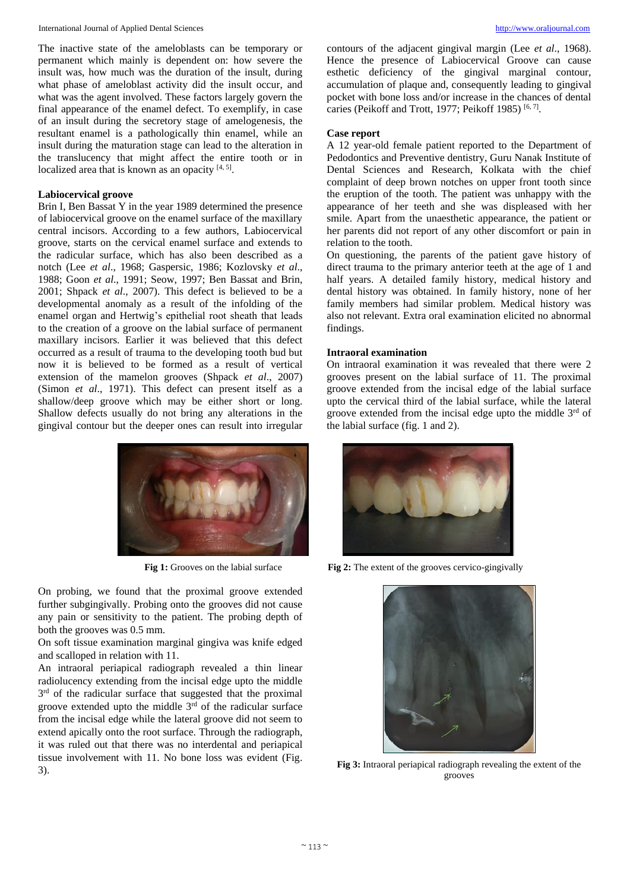The inactive state of the ameloblasts can be temporary or permanent which mainly is dependent on: how severe the insult was, how much was the duration of the insult, during what phase of ameloblast activity did the insult occur, and what was the agent involved. These factors largely govern the final appearance of the enamel defect. To exemplify, in case of an insult during the secretory stage of amelogenesis, the resultant enamel is a pathologically thin enamel, while an insult during the maturation stage can lead to the alteration in the translucency that might affect the entire tooth or in localized area that is known as an opacity [4, 5].

### Labiocervical groove

Brin I, Ben Bassat Y in the year 1989 determined the presence of labiocervical groove on the enamel surface of the maxillary central incisors. According to a few authors, Labiocervical groove, starts on the cervical enamel surface and extends to the radicular surface, which has also been described as a notch (Lee *et al*., 1968; Gaspersic, 1986; Kozlovsky *et al*., 1988; Goon *et al*., 1991; Seow, 1997; Ben Bassat and Brin, 2001; Shpack *et al*., 2007). This defect is believed to be a developmental anomaly as a result of the infolding of the enamel organ and Hertwig's epithelial root sheath that leads to the creation of a groove on the labial surface of permanent maxillary incisors. Earlier it was believed that this defect occurred as a result of trauma to the developing tooth bud but now it is believed to be formed as a result of vertical extension of the mamelon grooves (Shpack *et al*., 2007) (Simon *et al*., 1971). This defect can present itself as a shallow/deep groove which may be either short or long. Shallow defects usually do not bring any alterations in the gingival contour but the deeper ones can result into irregular contours of the adjacent gingival margin (Lee *et al*., 1968). Hence the presence of Labiocervical Groove can cause esthetic deficiency of the gingival marginal contour, accumulation of plaque and, consequently leading to gingival pocket with bone loss and/or increase in the chances of dental caries (Peikoff and Trott, 1977; Peikoff 1985) [6, 7].

### Case report

A 12 year-old female patient reported to the Department of Pedodontics and Preventive dentistry, Guru Nanak Institute of Dental Sciences and Research, Kolkata with the chief complaint of deep brown notches on upper front tooth since the eruption of the tooth. The patient was unhappy with the appearance of her teeth and she was displeased with her smile. Apart from the unaesthetic appearance, the patient or her parents did not report of any other discomfort or pain in relation to the tooth.

On questioning, the parents of the patient gave history of direct trauma to the primary anterior teeth at the age of 1 and half years. A detailed family history, medical history and dental history was obtained. In family history, none of her family members had similar problem. Medical history was also not relevant. Extra oral examination elicited no abnormal findings.

### Intraoral examination

On intraoral examination it was revealed that there were 2 grooves present on the labial surface of 11. The proximal groove extended from the incisal edge of the labial surface upto the cervical third of the labial surface, while the lateral groove extended from the incisal edge upto the middle 3rd of the labial surface (fig. 1 and 2).

**Fig 1:** Grooves on the labial surface

**Fig 2:** The extent of the grooves cervico-gingivally

On probing, we found that the proximal groove extended further subgingivally. Probing onto the grooves did not cause any pain or sensitivity to the patient. The probing depth of both the grooves was 0.5 mm.

On soft tissue examination marginal gingiva was knife edged and scalloped in relation with 11.

An intraoral periapical radiograph revealed a thin linear radiolucency extending from the incisal edge upto the middle 3rd of the radicular surface that suggested that the proximal groove extended upto the middle 3rd of the radicular surface from the incisal edge while the lateral groove did not seem to extend apically onto the root surface. Through the radiograph, it was ruled out that there was no interdental and periapical tissue involvement with 11. No bone loss was evident (Fig. 3).

**Fig 3:** Intraoral periapical radiograph revealing the extent of the grooves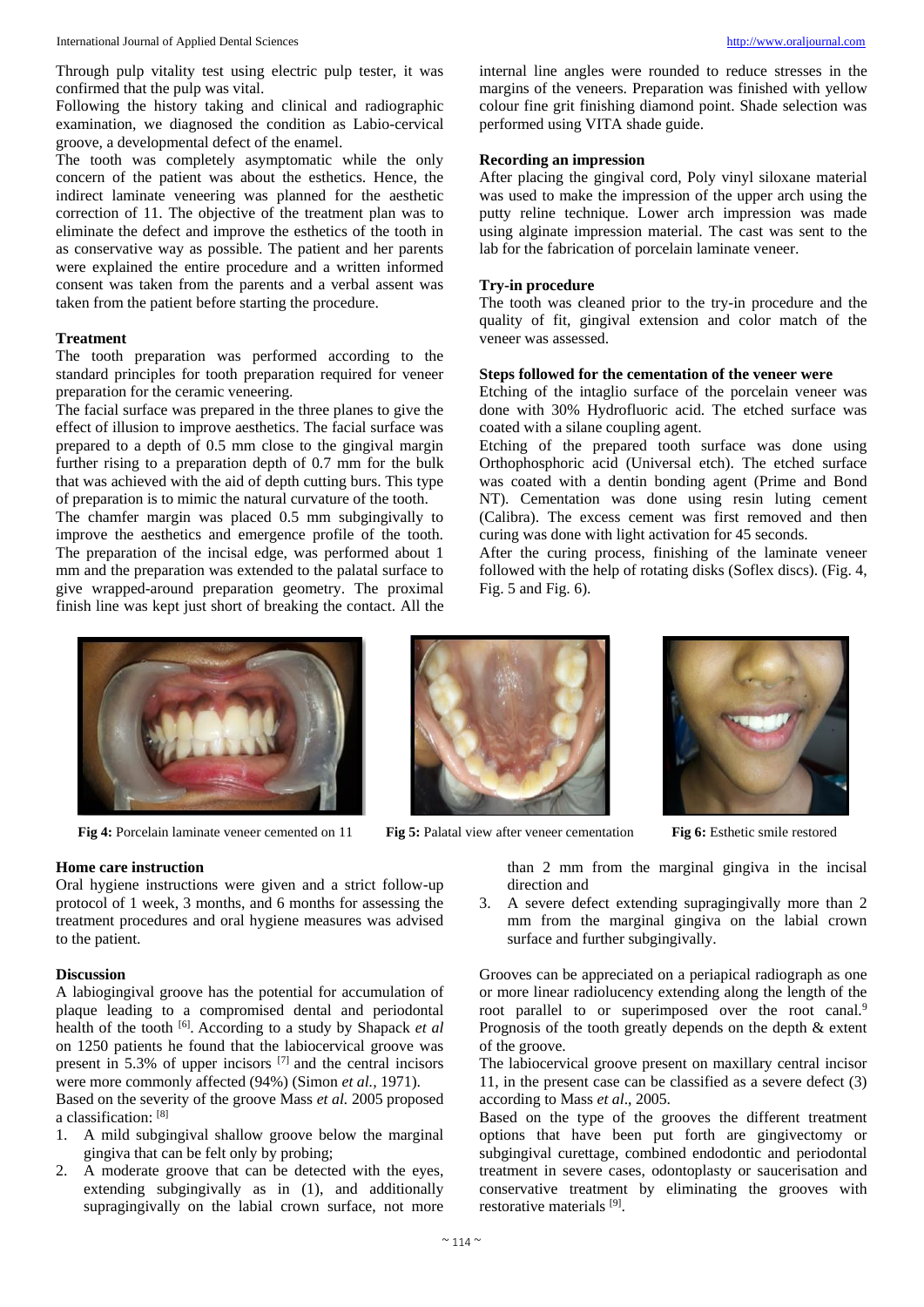Through pulp vitality test using electric pulp tester, it was confirmed that the pulp was vital.

Following the history taking and clinical and radiographic examination, we diagnosed the condition as Labio-cervical groove, a developmental defect of the enamel.

The tooth was completely asymptomatic while the only concern of the patient was about the esthetics. Hence, the indirect laminate veneering was planned for the aesthetic correction of 11. The objective of the treatment plan was to eliminate the defect and improve the esthetics of the tooth in as conservative way as possible. The patient and her parents were explained the entire procedure and a written informed consent was taken from the parents and a verbal assent was taken from the patient before starting the procedure.

### Treatment

The tooth preparation was performed according to the standard principles for tooth preparation required for veneer preparation for the ceramic veneering.

The facial surface was prepared in the three planes to give the effect of illusion to improve aesthetics. The facial surface was prepared to a depth of 0.5 mm close to the gingival margin further rising to a preparation depth of 0.7 mm for the bulk that was achieved with the aid of depth cutting burs. This type of preparation is to mimic the natural curvature of the tooth.

The chamfer margin was placed 0.5 mm subgingivally to improve the aesthetics and emergence profile of the tooth. The preparation of the incisal edge, was performed about 1 mm and the preparation was extended to the palatal surface to give wrapped-around preparation geometry. The proximal finish line was kept just short of breaking the contact. All the internal line angles were rounded to reduce stresses in the margins of the veneers. Preparation was finished with yellow colour fine grit finishing diamond point. Shade selection was performed using VITA shade guide.

### Recording an impression

After placing the gingival cord, Poly vinyl siloxane material was used to make the impression of the upper arch using the putty reline technique. Lower arch impression was made using alginate impression material. The cast was sent to the lab for the fabrication of porcelain laminate veneer.

### Try-in procedure

The tooth was cleaned prior to the try-in procedure and the quality of fit, gingival extension and color match of the veneer was assessed.

### Steps followed for the cementation of the veneer were

Etching of the intaglio surface of the porcelain veneer was done with 30% Hydrofluoric acid. The etched surface was coated with a silane coupling agent.

Etching of the prepared tooth surface was done using Orthophosphoric acid (Universal etch). The etched surface was coated with a dentin bonding agent (Prime and Bond NT). Cementation was done using resin luting cement (Calibra). The excess cement was first removed and then curing was done with light activation for 45 seconds.

After the curing process, finishing of the laminate veneer followed with the help of rotating disks (Soflex discs). (Fig. 4, Fig. 5 and Fig. 6).

**Fig 4:** Porcelain laminate veneer cemented on 11

**Fig 5:** Palatal view after veneer cementation

**Fig 6:** Esthetic smile restored

### Home care instruction

Oral hygiene instructions were given and a strict follow-up protocol of 1 week, 3 months, and 6 months for assessing the treatment procedures and oral hygiene measures was advised to the patient.

### Discussion

A labiogingival groove has the potential for accumulation of plaque leading to a compromised dental and periodontal health of the tooth [6]. According to a study by Shapack *et al* on 1250 patients he found that the labiocervical groove was present in 5.3% of upper incisors [7] and the central incisors were more commonly affected (94%) (Simon *et al.*, 1971).

Based on the severity of the groove Mass *et al.* 2005 proposed a classification: [8]

1. A mild subgingival shallow groove below the marginal gingiva that can be felt only by probing;
2. A moderate groove that can be detected with the eyes, extending subgingivally as in (1), and additionally supragingivally on the labial crown surface, not more than 2 mm from the marginal gingiva in the incisal direction and
3. A severe defect extending supragingivally more than 2 mm from the marginal gingiva on the labial crown surface and further subgingivally.

Grooves can be appreciated on a periapical radiograph as one or more linear radiolucency extending along the length of the root parallel to or superimposed over the root canal.[9] Prognosis of the tooth greatly depends on the depth & extent of the groove.

The labiocervical groove present on maxillary central incisor 11, in the present case can be classified as a severe defect (3) according to Mass *et al*., 2005.

Based on the type of the grooves the different treatment options that have been put forth are gingivectomy or subgingival curettage, combined endodontic and periodontal treatment in severe cases, odontoplasty or saucerisation and conservative treatment by eliminating the grooves with restorative materials [9].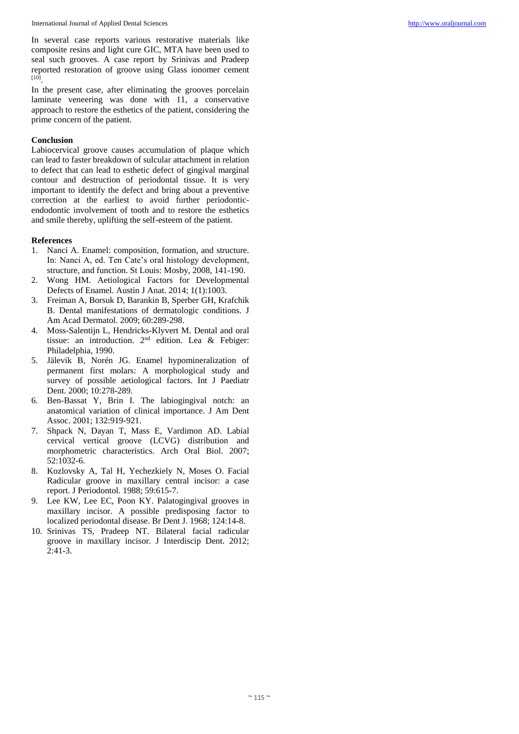In several case reports various restorative materials like composite resins and light cure GIC, MTA have been used to seal such grooves. A case report by Srinivas and Pradeep reported restoration of groove using Glass ionomer cement [10].

In the present case, after eliminating the grooves porcelain laminate veneering was done with 11, a conservative approach to restore the esthetics of the patient, considering the prime concern of the patient.

## Conclusion

Labiocervical groove causes accumulation of plaque which can lead to faster breakdown of sulcular attachment in relation to defect that can lead to esthetic defect of gingival marginal contour and destruction of periodontal tissue. It is very important to identify the defect and bring about a preventive correction at the earliest to avoid further periodontic-endodontic involvement of tooth and to restore the esthetics and smile thereby, uplifting the self-esteem of the patient.

## References

1. Nanci A. Enamel: composition, formation, and structure. In: Nanci A, ed. Ten Cate's oral histology development, structure, and function. St Louis: Mosby, 2008, 141-190.
2. Wong HM. Aetiological Factors for Developmental Defects of Enamel. Austin J Anat. 2014; 1(1):1003.
3. Freiman A, Borsuk D, Barankin B, Sperber GH, Krafchik B. Dental manifestations of dermatologic conditions. J Am Acad Dermatol. 2009; 60:289-298.
4. Moss-Salentijn L, Hendricks-Klyvert M. Dental and oral tissue: an introduction. 2nd edition. Lea & Febiger: Philadelphia, 1990.
5. Jälevik B, Norén JG. Enamel hypomineralization of permanent first molars: A morphological study and survey of possible aetiological factors. Int J Paediatr Dent. 2000; 10:278-289.
6. Ben-Bassat Y, Brin I. The labiogingival notch: an anatomical variation of clinical importance. J Am Dent Assoc. 2001; 132:919-921.
7. Shpack N, Dayan T, Mass E, Vardimon AD. Labial cervical vertical groove (LCVG) distribution and morphometric characteristics. Arch Oral Biol. 2007; 52:1032-6.
8. Kozlovsky A, Tal H, Yechezkiely N, Moses O. Facial Radicular groove in maxillary central incisor: a case report. J Periodontol. 1988; 59:615-7.
9. Lee KW, Lee EC, Poon KY. Palatogingival grooves in maxillary incisor. A possible predisposing factor to localized periodontal disease. Br Dent J. 1968; 124:14-8.
10. Srinivas TS, Pradeep NT. Bilateral facial radicular groove in maxillary incisor. J Interdiscip Dent. 2012; 2:41-3.